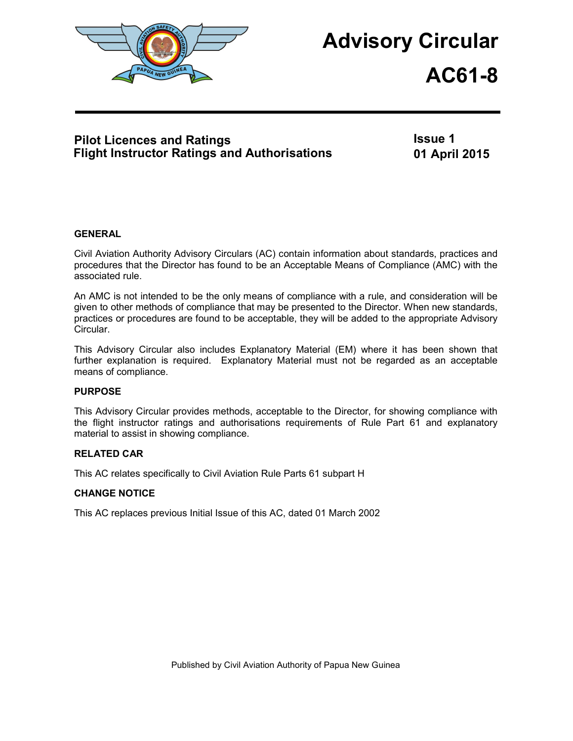# Advisory Circular

# AC61-8

**Pilot Licences and Ratings**
**Flight Instructor Ratings and Authorisations**

**Issue 1**
**01 April 2015**

## GENERAL

Civil Aviation Authority Advisory Circulars (AC) contain information about standards, practices and procedures that the Director has found to be an Acceptable Means of Compliance (AMC) with the associated rule.

An AMC is not intended to be the only means of compliance with a rule, and consideration will be given to other methods of compliance that may be presented to the Director. When new standards, practices or procedures are found to be acceptable, they will be added to the appropriate Advisory Circular.

This Advisory Circular also includes Explanatory Material (EM) where it has been shown that further explanation is required. Explanatory Material must not be regarded as an acceptable means of compliance.

## PURPOSE

This Advisory Circular provides methods, acceptable to the Director, for showing compliance with the flight instructor ratings and authorisations requirements of Rule Part 61 and explanatory material to assist in showing compliance.

## RELATED CAR

This AC relates specifically to Civil Aviation Rule Parts 61 subpart H

## CHANGE NOTICE

This AC replaces previous Initial Issue of this AC, dated 01 March 2002

Published by Civil Aviation Authority of Papua New Guinea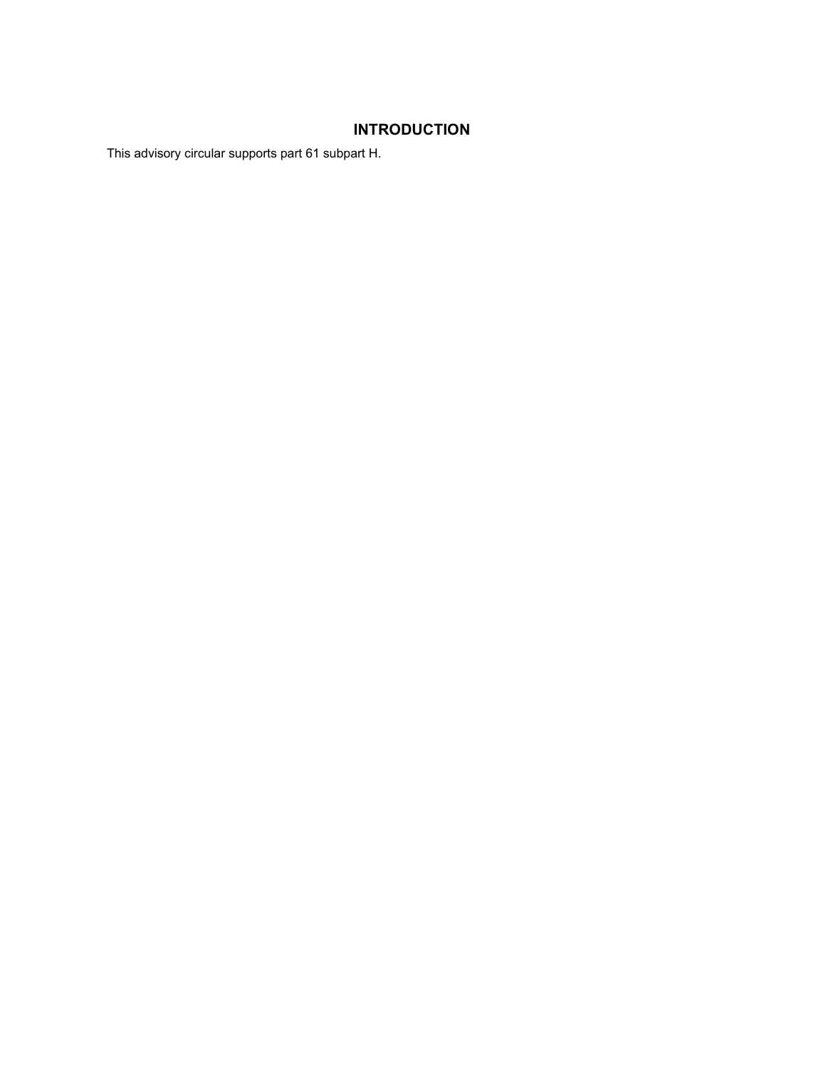## INTRODUCTION

This advisory circular supports part 61 subpart H.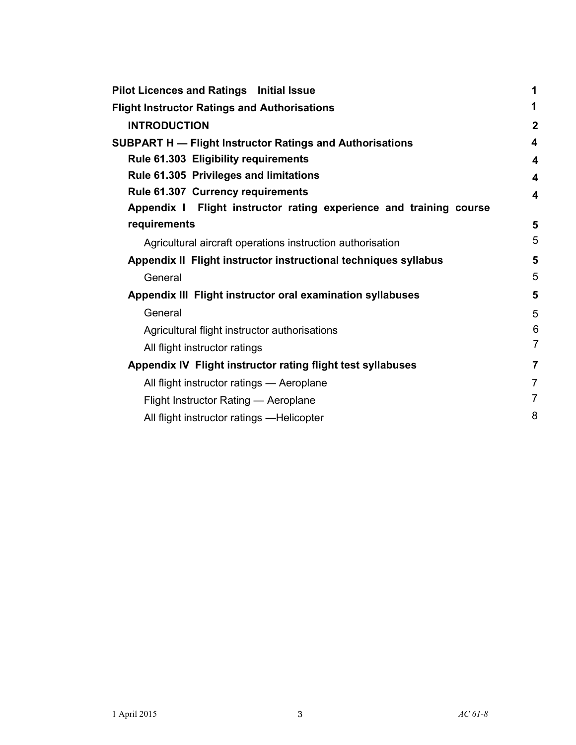| | |
|---|---|
| **Pilot Licences and Ratings Initial Issue** | **1** |
| **Flight Instructor Ratings and Authorisations** | **1** |
| **INTRODUCTION** | **2** |
| **SUBPART H — Flight Instructor Ratings and Authorisations** | **4** |
| **Rule 61.303 Eligibility requirements** | **4** |
| **Rule 61.305 Privileges and limitations** | **4** |
| **Rule 61.307 Currency requirements** | **4** |
| **Appendix I Flight instructor rating experience and training course requirements** | **5** |
| Agricultural aircraft operations instruction authorisation | 5 |
| **Appendix II Flight instructor instructional techniques syllabus** | **5** |
| General | 5 |
| **Appendix III Flight instructor oral examination syllabuses** | **5** |
| General | 5 |
| Agricultural flight instructor authorisations | 6 |
| All flight instructor ratings | 7 |
| **Appendix IV Flight instructor rating flight test syllabuses** | **7** |
| All flight instructor ratings — Aeroplane | 7 |
| Flight Instructor Rating — Aeroplane | 7 |
| All flight instructor ratings —Helicopter | 8 |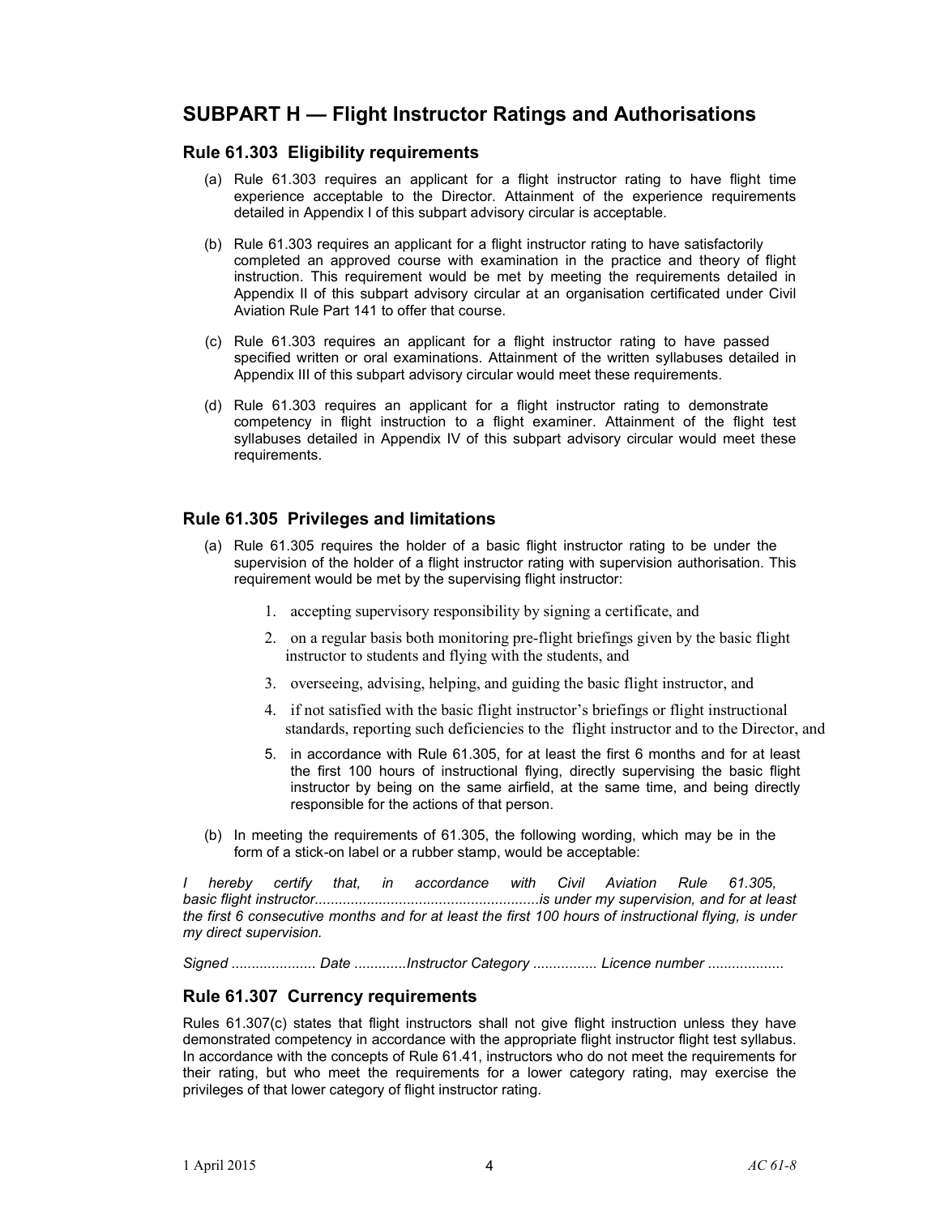## SUBPART H — Flight Instructor Ratings and Authorisations

### Rule 61.303 Eligibility requirements

(a) Rule 61.303 requires an applicant for a flight instructor rating to have flight time experience acceptable to the Director. Attainment of the experience requirements detailed in Appendix I of this subpart advisory circular is acceptable.

(b) Rule 61.303 requires an applicant for a flight instructor rating to have satisfactorily completed an approved course with examination in the practice and theory of flight instruction. This requirement would be met by meeting the requirements detailed in Appendix II of this subpart advisory circular at an organisation certificated under Civil Aviation Rule Part 141 to offer that course.

(c) Rule 61.303 requires an applicant for a flight instructor rating to have passed specified written or oral examinations. Attainment of the written syllabuses detailed in Appendix III of this subpart advisory circular would meet these requirements.

(d) Rule 61.303 requires an applicant for a flight instructor rating to demonstrate competency in flight instruction to a flight examiner. Attainment of the flight test syllabuses detailed in Appendix IV of this subpart advisory circular would meet these requirements.

### Rule 61.305 Privileges and limitations

(a) Rule 61.305 requires the holder of a basic flight instructor rating to be under the supervision of the holder of a flight instructor rating with supervision authorisation. This requirement would be met by the supervising flight instructor:

1. accepting supervisory responsibility by signing a certificate, and
2. on a regular basis both monitoring pre-flight briefings given by the basic flight instructor to students and flying with the students, and
3. overseeing, advising, helping, and guiding the basic flight instructor, and
4. if not satisfied with the basic flight instructor's briefings or flight instructional standards, reporting such deficiencies to the flight instructor and to the Director, and
5. in accordance with Rule 61.305, for at least the first 6 months and for at least the first 100 hours of instructional flying, directly supervising the basic flight instructor by being on the same airfield, at the same time, and being directly responsible for the actions of that person.

(b) In meeting the requirements of 61.305, the following wording, which may be in the form of a stick-on label or a rubber stamp, would be acceptable:

*I hereby certify that, in accordance with Civil Aviation Rule 61.305, basic flight instructor.......................................................is under my supervision, and for at least the first 6 consecutive months and for at least the first 100 hours of instructional flying, is under my direct supervision.*

*Signed ..................... Date .............Instructor Category ................ Licence number ...................*

### Rule 61.307 Currency requirements

Rules 61.307(c) states that flight instructors shall not give flight instruction unless they have demonstrated competency in accordance with the appropriate flight instructor flight test syllabus. In accordance with the concepts of Rule 61.41, instructors who do not meet the requirements for their rating, but who meet the requirements for a lower category rating, may exercise the privileges of that lower category of flight instructor rating.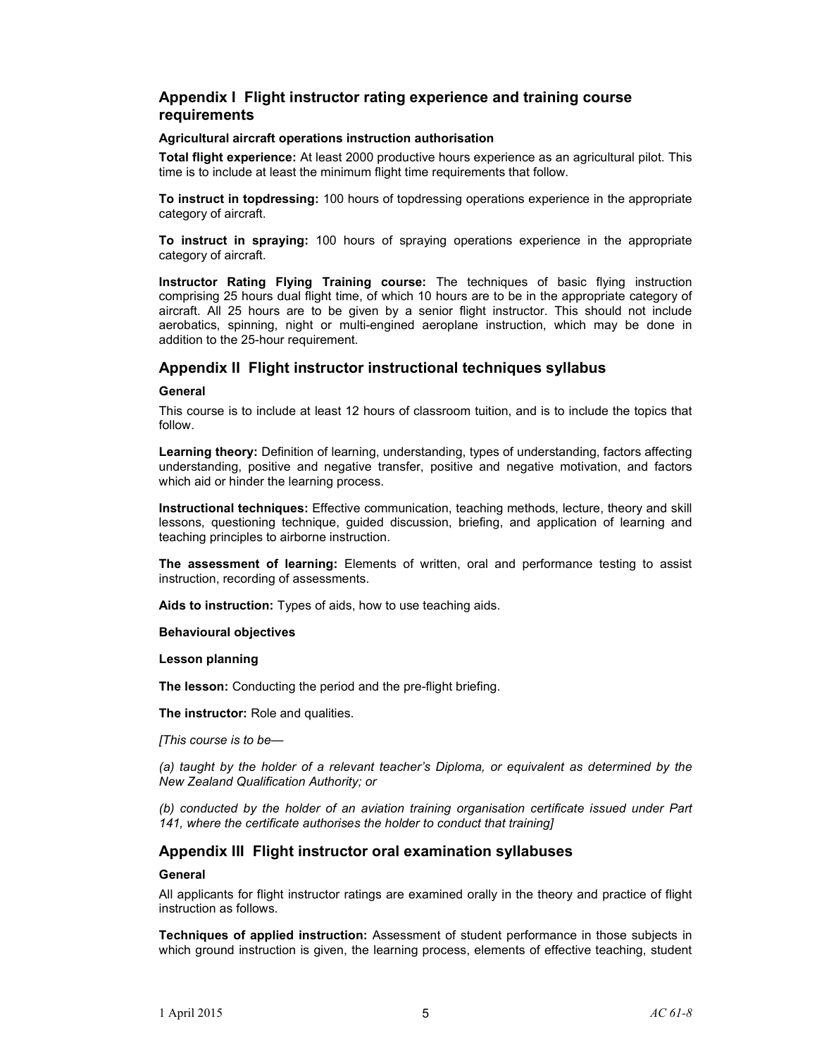## Appendix I Flight instructor rating experience and training course requirements

**Agricultural aircraft operations instruction authorisation**

**Total flight experience:** At least 2000 productive hours experience as an agricultural pilot. This time is to include at least the minimum flight time requirements that follow.

**To instruct in topdressing:** 100 hours of topdressing operations experience in the appropriate category of aircraft.

**To instruct in spraying:** 100 hours of spraying operations experience in the appropriate category of aircraft.

**Instructor Rating Flying Training course:** The techniques of basic flying instruction comprising 25 hours dual flight time, of which 10 hours are to be in the appropriate category of aircraft. All 25 hours are to be given by a senior flight instructor. This should not include aerobatics, spinning, night or multi-engined aeroplane instruction, which may be done in addition to the 25-hour requirement.

## Appendix II Flight instructor instructional techniques syllabus

**General**

This course is to include at least 12 hours of classroom tuition, and is to include the topics that follow.

**Learning theory:** Definition of learning, understanding, types of understanding, factors affecting understanding, positive and negative transfer, positive and negative motivation, and factors which aid or hinder the learning process.

**Instructional techniques:** Effective communication, teaching methods, lecture, theory and skill lessons, questioning technique, guided discussion, briefing, and application of learning and teaching principles to airborne instruction.

**The assessment of learning:** Elements of written, oral and performance testing to assist instruction, recording of assessments.

**Aids to instruction:** Types of aids, how to use teaching aids.

**Behavioural objectives**

**Lesson planning**

**The lesson:** Conducting the period and the pre-flight briefing.

**The instructor:** Role and qualities.

*[This course is to be—*

*(a) taught by the holder of a relevant teacher's Diploma, or equivalent as determined by the New Zealand Qualification Authority; or*

*(b) conducted by the holder of an aviation training organisation certificate issued under Part 141, where the certificate authorises the holder to conduct that training]*

## Appendix III Flight instructor oral examination syllabuses

**General**

All applicants for flight instructor ratings are examined orally in the theory and practice of flight instruction as follows.

**Techniques of applied instruction:** Assessment of student performance in those subjects in which ground instruction is given, the learning process, elements of effective teaching, student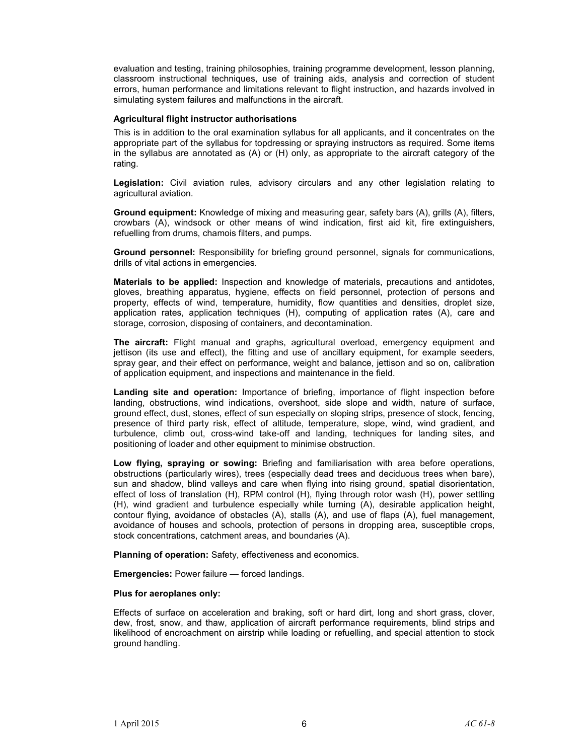evaluation and testing, training philosophies, training programme development, lesson planning, classroom instructional techniques, use of training aids, analysis and correction of student errors, human performance and limitations relevant to flight instruction, and hazards involved in simulating system failures and malfunctions in the aircraft.

### Agricultural flight instructor authorisations

This is in addition to the oral examination syllabus for all applicants, and it concentrates on the appropriate part of the syllabus for topdressing or spraying instructors as required. Some items in the syllabus are annotated as (A) or (H) only, as appropriate to the aircraft category of the rating.

**Legislation:** Civil aviation rules, advisory circulars and any other legislation relating to agricultural aviation.

**Ground equipment:** Knowledge of mixing and measuring gear, safety bars (A), grills (A), filters, crowbars (A), windsock or other means of wind indication, first aid kit, fire extinguishers, refuelling from drums, chamois filters, and pumps.

**Ground personnel:** Responsibility for briefing ground personnel, signals for communications, drills of vital actions in emergencies.

**Materials to be applied:** Inspection and knowledge of materials, precautions and antidotes, gloves, breathing apparatus, hygiene, effects on field personnel, protection of persons and property, effects of wind, temperature, humidity, flow quantities and densities, droplet size, application rates, application techniques (H), computing of application rates (A), care and storage, corrosion, disposing of containers, and decontamination.

**The aircraft:** Flight manual and graphs, agricultural overload, emergency equipment and jettison (its use and effect), the fitting and use of ancillary equipment, for example seeders, spray gear, and their effect on performance, weight and balance, jettison and so on, calibration of application equipment, and inspections and maintenance in the field.

**Landing site and operation:** Importance of briefing, importance of flight inspection before landing, obstructions, wind indications, overshoot, side slope and width, nature of surface, ground effect, dust, stones, effect of sun especially on sloping strips, presence of stock, fencing, presence of third party risk, effect of altitude, temperature, slope, wind, wind gradient, and turbulence, climb out, cross-wind take-off and landing, techniques for landing sites, and positioning of loader and other equipment to minimise obstruction.

**Low flying, spraying or sowing:** Briefing and familiarisation with area before operations, obstructions (particularly wires), trees (especially dead trees and deciduous trees when bare), sun and shadow, blind valleys and care when flying into rising ground, spatial disorientation, effect of loss of translation (H), RPM control (H), flying through rotor wash (H), power settling (H), wind gradient and turbulence especially while turning (A), desirable application height, contour flying, avoidance of obstacles (A), stalls (A), and use of flaps (A), fuel management, avoidance of houses and schools, protection of persons in dropping area, susceptible crops, stock concentrations, catchment areas, and boundaries (A).

**Planning of operation:** Safety, effectiveness and economics.

**Emergencies:** Power failure — forced landings.

**Plus for aeroplanes only:**

Effects of surface on acceleration and braking, soft or hard dirt, long and short grass, clover, dew, frost, snow, and thaw, application of aircraft performance requirements, blind strips and likelihood of encroachment on airstrip while loading or refuelling, and special attention to stock ground handling.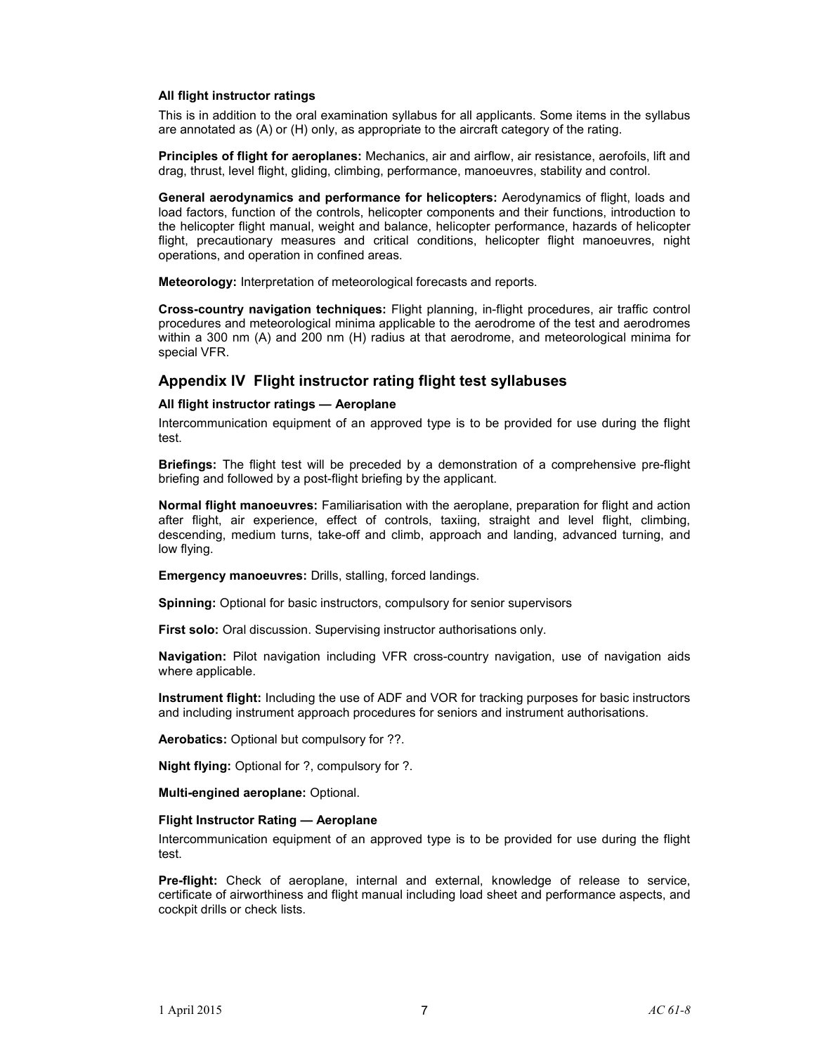#### All flight instructor ratings

This is in addition to the oral examination syllabus for all applicants. Some items in the syllabus are annotated as (A) or (H) only, as appropriate to the aircraft category of the rating.

**Principles of flight for aeroplanes:** Mechanics, air and airflow, air resistance, aerofoils, lift and drag, thrust, level flight, gliding, climbing, performance, manoeuvres, stability and control.

**General aerodynamics and performance for helicopters:** Aerodynamics of flight, loads and load factors, function of the controls, helicopter components and their functions, introduction to the helicopter flight manual, weight and balance, helicopter performance, hazards of helicopter flight, precautionary measures and critical conditions, helicopter flight manoeuvres, night operations, and operation in confined areas.

**Meteorology:** Interpretation of meteorological forecasts and reports.

**Cross-country navigation techniques:** Flight planning, in-flight procedures, air traffic control procedures and meteorological minima applicable to the aerodrome of the test and aerodromes within a 300 nm (A) and 200 nm (H) radius at that aerodrome, and meteorological minima for special VFR.

## Appendix IV Flight instructor rating flight test syllabuses

#### All flight instructor ratings — Aeroplane

Intercommunication equipment of an approved type is to be provided for use during the flight test.

**Briefings:** The flight test will be preceded by a demonstration of a comprehensive pre-flight briefing and followed by a post-flight briefing by the applicant.

**Normal flight manoeuvres:** Familiarisation with the aeroplane, preparation for flight and action after flight, air experience, effect of controls, taxiing, straight and level flight, climbing, descending, medium turns, take-off and climb, approach and landing, advanced turning, and low flying.

**Emergency manoeuvres:** Drills, stalling, forced landings.

**Spinning:** Optional for basic instructors, compulsory for senior supervisors

**First solo:** Oral discussion. Supervising instructor authorisations only.

**Navigation:** Pilot navigation including VFR cross-country navigation, use of navigation aids where applicable.

**Instrument flight:** Including the use of ADF and VOR for tracking purposes for basic instructors and including instrument approach procedures for seniors and instrument authorisations.

**Aerobatics:** Optional but compulsory for ??.

**Night flying:** Optional for ?, compulsory for ?.

**Multi-engined aeroplane:** Optional.

#### Flight Instructor Rating — Aeroplane

Intercommunication equipment of an approved type is to be provided for use during the flight test.

**Pre-flight:** Check of aeroplane, internal and external, knowledge of release to service, certificate of airworthiness and flight manual including load sheet and performance aspects, and cockpit drills or check lists.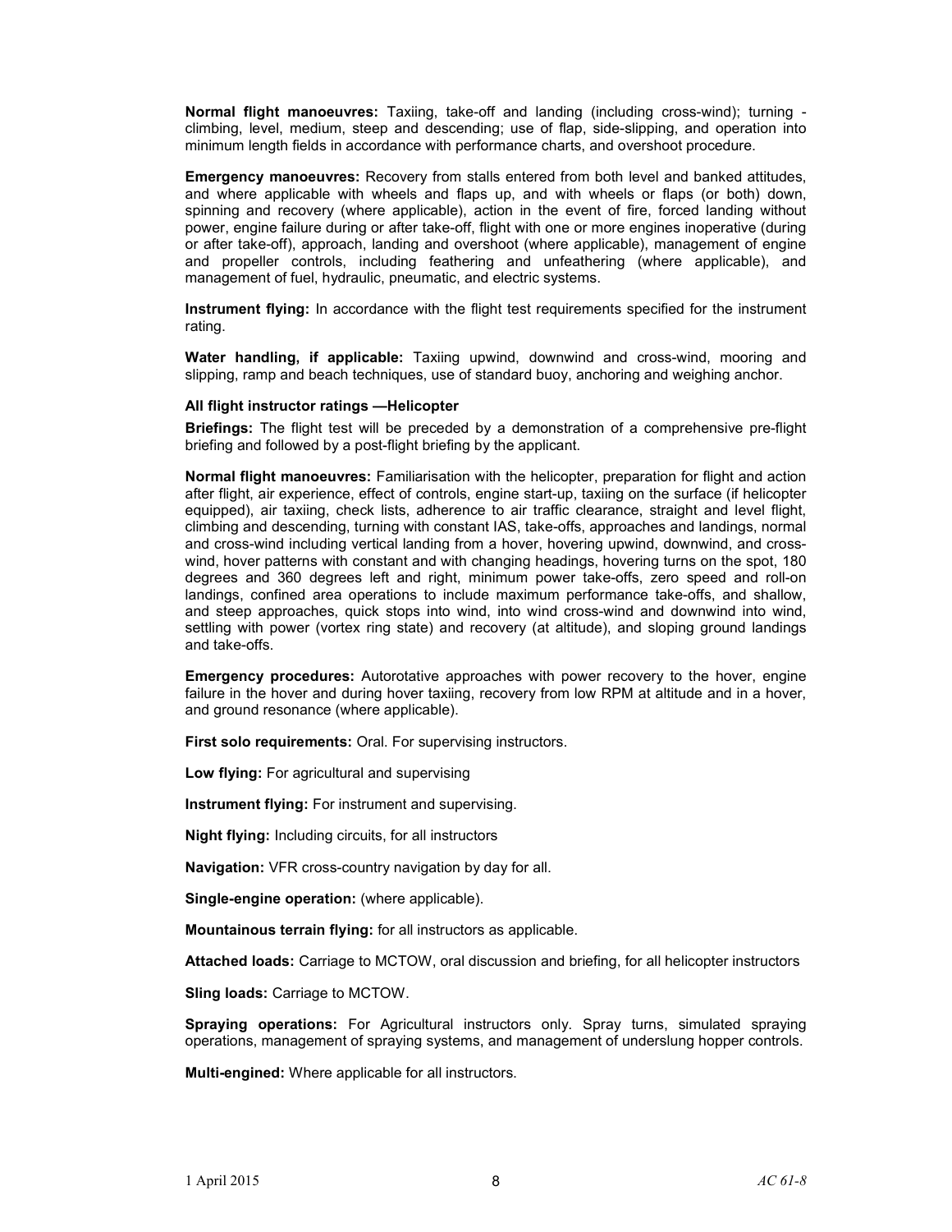**Normal flight manoeuvres:** Taxiing, take-off and landing (including cross-wind); turning - climbing, level, medium, steep and descending; use of flap, side-slipping, and operation into minimum length fields in accordance with performance charts, and overshoot procedure.

**Emergency manoeuvres:** Recovery from stalls entered from both level and banked attitudes, and where applicable with wheels and flaps up, and with wheels or flaps (or both) down, spinning and recovery (where applicable), action in the event of fire, forced landing without power, engine failure during or after take-off, flight with one or more engines inoperative (during or after take-off), approach, landing and overshoot (where applicable), management of engine and propeller controls, including feathering and unfeathering (where applicable), and management of fuel, hydraulic, pneumatic, and electric systems.

**Instrument flying:** In accordance with the flight test requirements specified for the instrument rating.

**Water handling, if applicable:** Taxiing upwind, downwind and cross-wind, mooring and slipping, ramp and beach techniques, use of standard buoy, anchoring and weighing anchor.

**All flight instructor ratings —Helicopter**

**Briefings:** The flight test will be preceded by a demonstration of a comprehensive pre-flight briefing and followed by a post-flight briefing by the applicant.

**Normal flight manoeuvres:** Familiarisation with the helicopter, preparation for flight and action after flight, air experience, effect of controls, engine start-up, taxiing on the surface (if helicopter equipped), air taxiing, check lists, adherence to air traffic clearance, straight and level flight, climbing and descending, turning with constant IAS, take-offs, approaches and landings, normal and cross-wind including vertical landing from a hover, hovering upwind, downwind, and cross-wind, hover patterns with constant and with changing headings, hovering turns on the spot, 180 degrees and 360 degrees left and right, minimum power take-offs, zero speed and roll-on landings, confined area operations to include maximum performance take-offs, and shallow, and steep approaches, quick stops into wind, into wind cross-wind and downwind into wind, settling with power (vortex ring state) and recovery (at altitude), and sloping ground landings and take-offs.

**Emergency procedures:** Autorotative approaches with power recovery to the hover, engine failure in the hover and during hover taxiing, recovery from low RPM at altitude and in a hover, and ground resonance (where applicable).

**First solo requirements:** Oral. For supervising instructors.

**Low flying:** For agricultural and supervising

**Instrument flying:** For instrument and supervising.

**Night flying:** Including circuits, for all instructors

**Navigation:** VFR cross-country navigation by day for all.

**Single-engine operation:** (where applicable).

**Mountainous terrain flying:** for all instructors as applicable.

**Attached loads:** Carriage to MCTOW, oral discussion and briefing, for all helicopter instructors

**Sling loads:** Carriage to MCTOW.

**Spraying operations:** For Agricultural instructors only. Spray turns, simulated spraying operations, management of spraying systems, and management of underslung hopper controls.

**Multi-engined:** Where applicable for all instructors.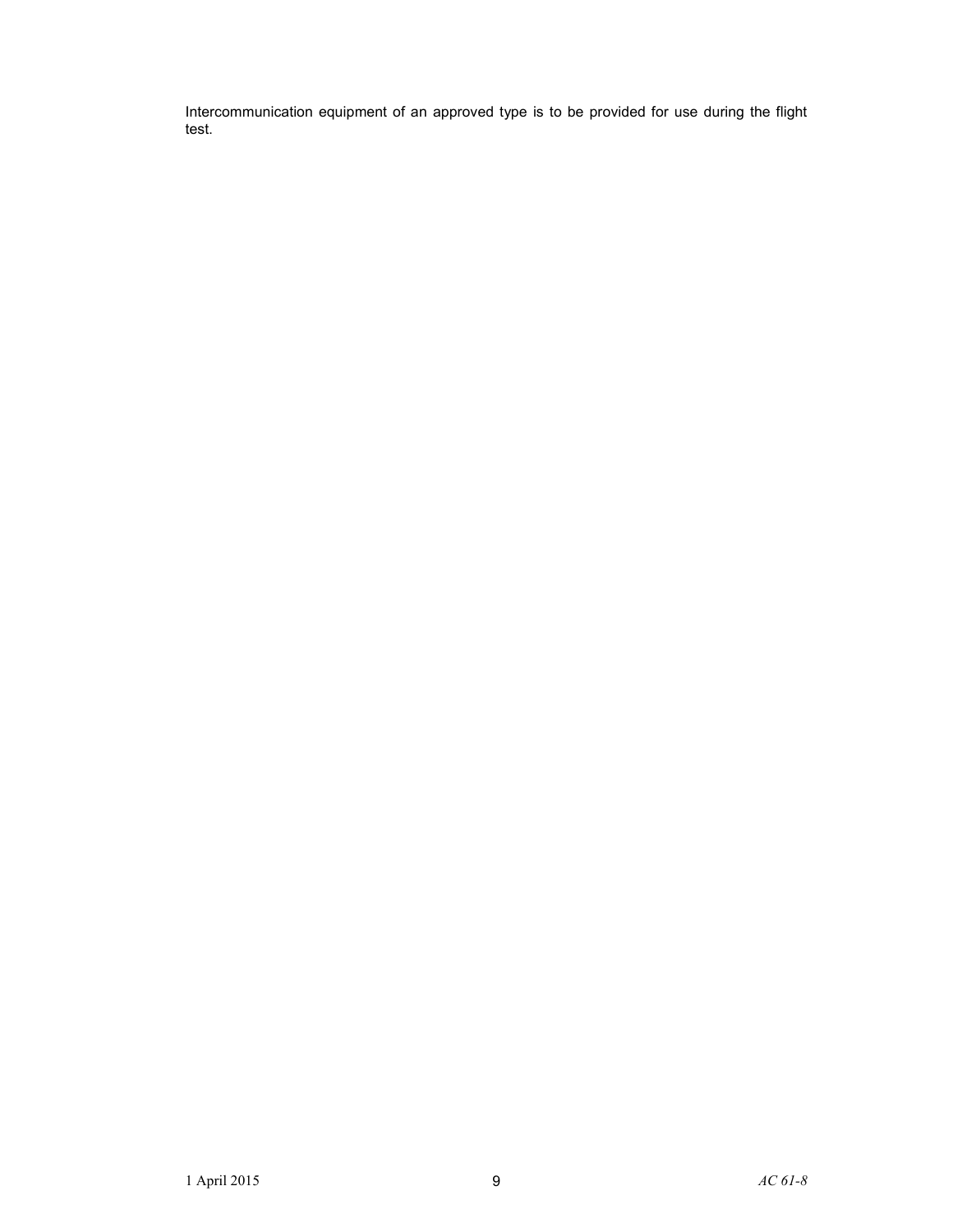Intercommunication equipment of an approved type is to be provided for use during the flight test.